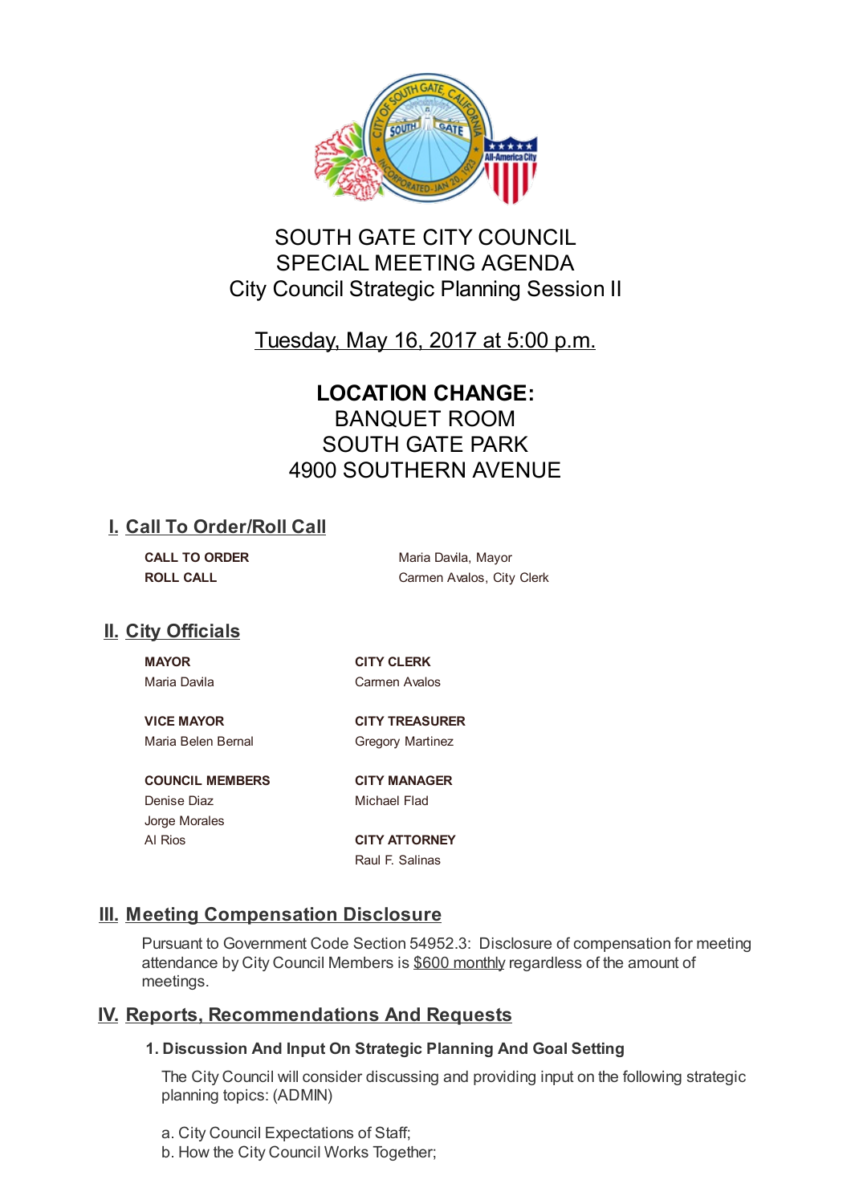# SOUTH GATE CITY COUNCIL
# SPECIAL MEETING AGENDA
# City Council Strategic Planning Session II

Tuesday, May 16, 2017 at 5:00 p.m.

**LOCATION CHANGE:**
BANQUET ROOM
SOUTH GATE PARK
4900 SOUTHERN AVENUE

## I. Call To Order/Roll Call

| | |
|---|---|
| **CALL TO ORDER** | Maria Davila, Mayor |
| **ROLL CALL** | Carmen Avalos, City Clerk |

## II. City Officials

**MAYOR**
Maria Davila

**VICE MAYOR**
Maria Belen Bernal

**COUNCIL MEMBERS**
Denise Diaz
Jorge Morales
Al Rios

**CITY CLERK**
Carmen Avalos

**CITY TREASURER**
Gregory Martinez

**CITY MANAGER**
Michael Flad

**CITY ATTORNEY**
Raul F. Salinas

## III. Meeting Compensation Disclosure

Pursuant to Government Code Section 54952.3: Disclosure of compensation for meeting attendance by City Council Members is $600 monthly regardless of the amount of meetings.

## IV. Reports, Recommendations And Requests

### 1. Discussion And Input On Strategic Planning And Goal Setting

The City Council will consider discussing and providing input on the following strategic planning topics: (ADMIN)

a. City Council Expectations of Staff;
b. How the City Council Works Together;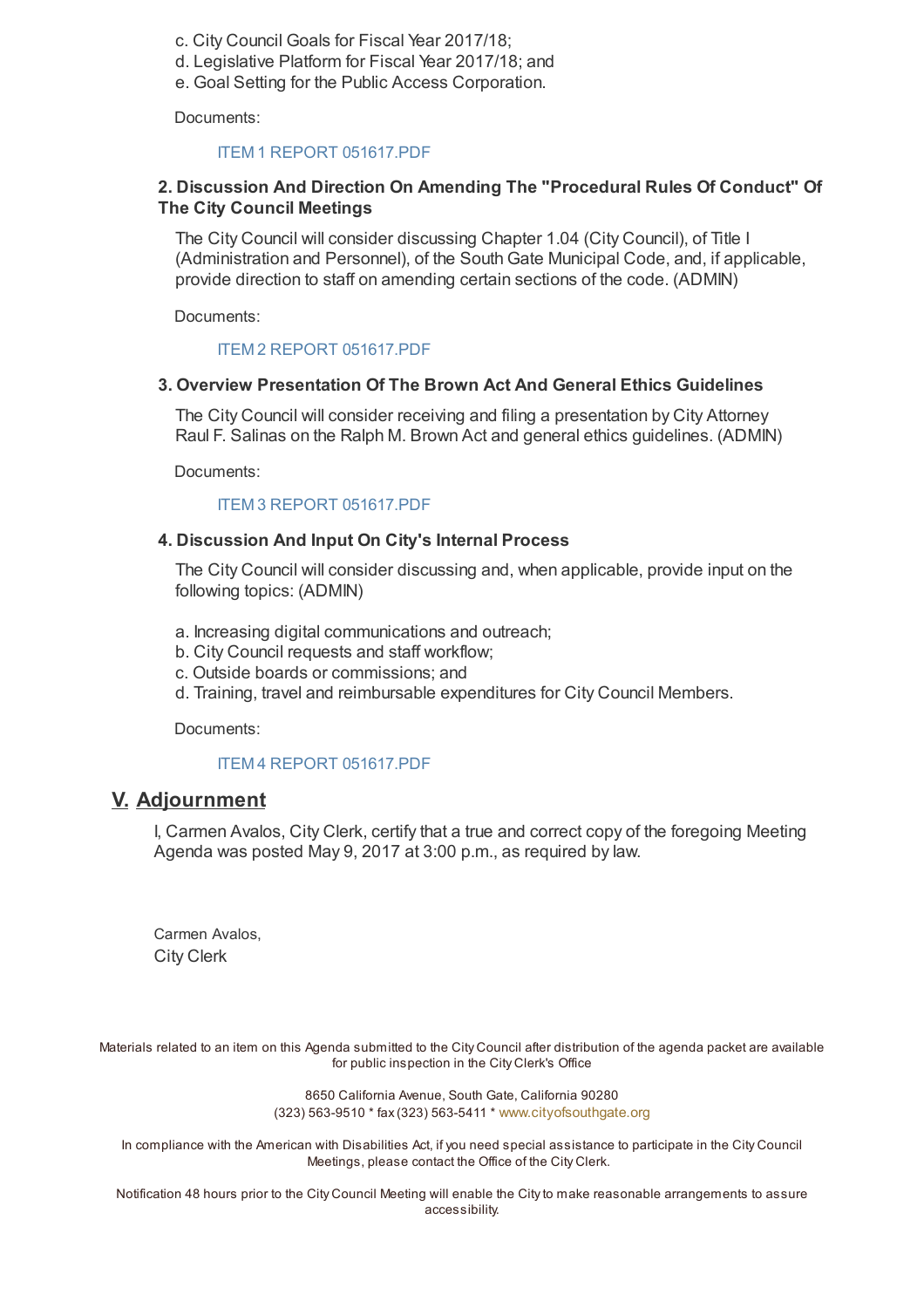c. City Council Goals for Fiscal Year 2017/18;
d. Legislative Platform for Fiscal Year 2017/18; and
e. Goal Setting for the Public Access Corporation.

Documents:

ITEM 1 REPORT 051617.PDF

### 2. Discussion And Direction On Amending The "Procedural Rules Of Conduct" Of The City Council Meetings

The City Council will consider discussing Chapter 1.04 (City Council), of Title I (Administration and Personnel), of the South Gate Municipal Code, and, if applicable, provide direction to staff on amending certain sections of the code. (ADMIN)

Documents:

ITEM 2 REPORT 051617.PDF

### 3. Overview Presentation Of The Brown Act And General Ethics Guidelines

The City Council will consider receiving and filing a presentation by City Attorney Raul F. Salinas on the Ralph M. Brown Act and general ethics guidelines. (ADMIN)

Documents:

ITEM 3 REPORT 051617.PDF

### 4. Discussion And Input On City's Internal Process

The City Council will consider discussing and, when applicable, provide input on the following topics: (ADMIN)

a. Increasing digital communications and outreach;
b. City Council requests and staff workflow;
c. Outside boards or commissions; and
d. Training, travel and reimbursable expenditures for City Council Members.

Documents:

ITEM 4 REPORT 051617.PDF

## V. Adjournment

I, Carmen Avalos, City Clerk, certify that a true and correct copy of the foregoing Meeting Agenda was posted May 9, 2017 at 3:00 p.m., as required by law.

Carmen Avalos,
City Clerk

Materials related to an item on this Agenda submitted to the City Council after distribution of the agenda packet are available for public inspection in the City Clerk's Office

8650 California Avenue, South Gate, California 90280
(323) 563-9510 * fax (323) 563-5411 * www.cityofsouthgate.org

In compliance with the American with Disabilities Act, if you need special assistance to participate in the City Council Meetings, please contact the Office of the City Clerk.

Notification 48 hours prior to the City Council Meeting will enable the City to make reasonable arrangements to assure accessibility.